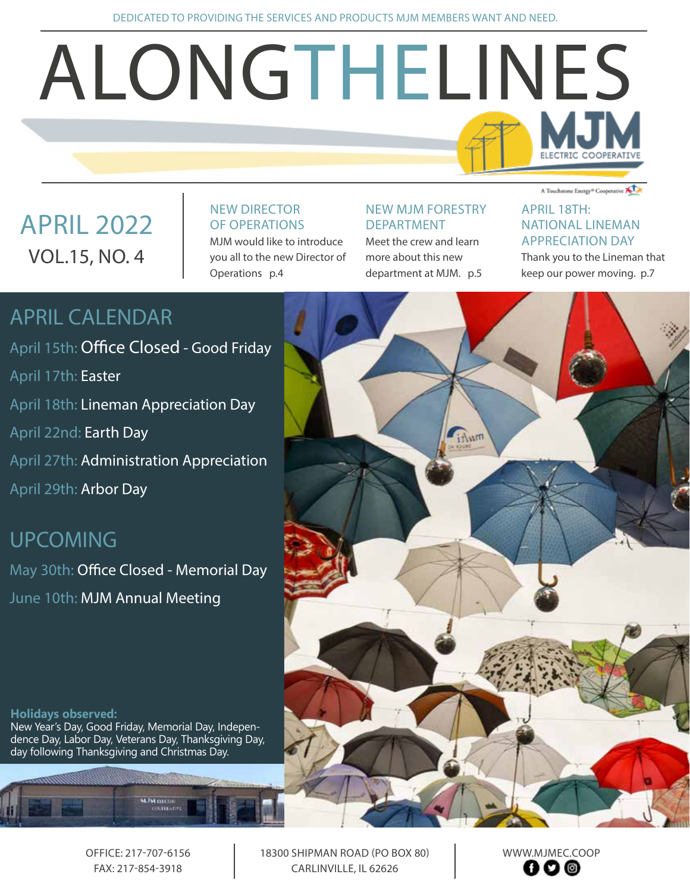DEDICATED TO PROVIDING THE SERVICES AND PRODUCTS MJM MEMBERS WANT AND NEED.

# ALONGTHELINES

MJM ELECTRIC COOPERATIVE

A Touchstone Energy® Cooperative

## APRIL 2022

VOL.15, NO. 4

### NEW DIRECTOR OF OPERATIONS

MJM would like to introduce you all to the new Director of Operations p.4

### NEW MJM FORESTRY DEPARTMENT

Meet the crew and learn more about this new department at MJM. p.5

### APRIL 18TH: NATIONAL LINEMAN APPRECIATION DAY

Thank you to the Lineman that keep our power moving. p.7

## APRIL CALENDAR

April 15th: Office Closed - Good Friday

April 17th: Easter

April 18th: Lineman Appreciation Day

April 22nd: Earth Day

April 27th: Administration Appreciation

April 29th: Arbor Day

## UPCOMING

May 30th: Office Closed - Memorial Day

June 10th: MJM Annual Meeting

**Holidays observed:**
New Year's Day, Good Friday, Memorial Day, Independence Day, Labor Day, Veterans Day, Thanksgiving Day, day following Thanksgiving and Christmas Day.

OFFICE: 217-707-6156
FAX: 217-854-3918

18300 SHIPMAN ROAD (PO BOX 80)
CARLINVILLE, IL 62626

WWW.MJMEC.COOP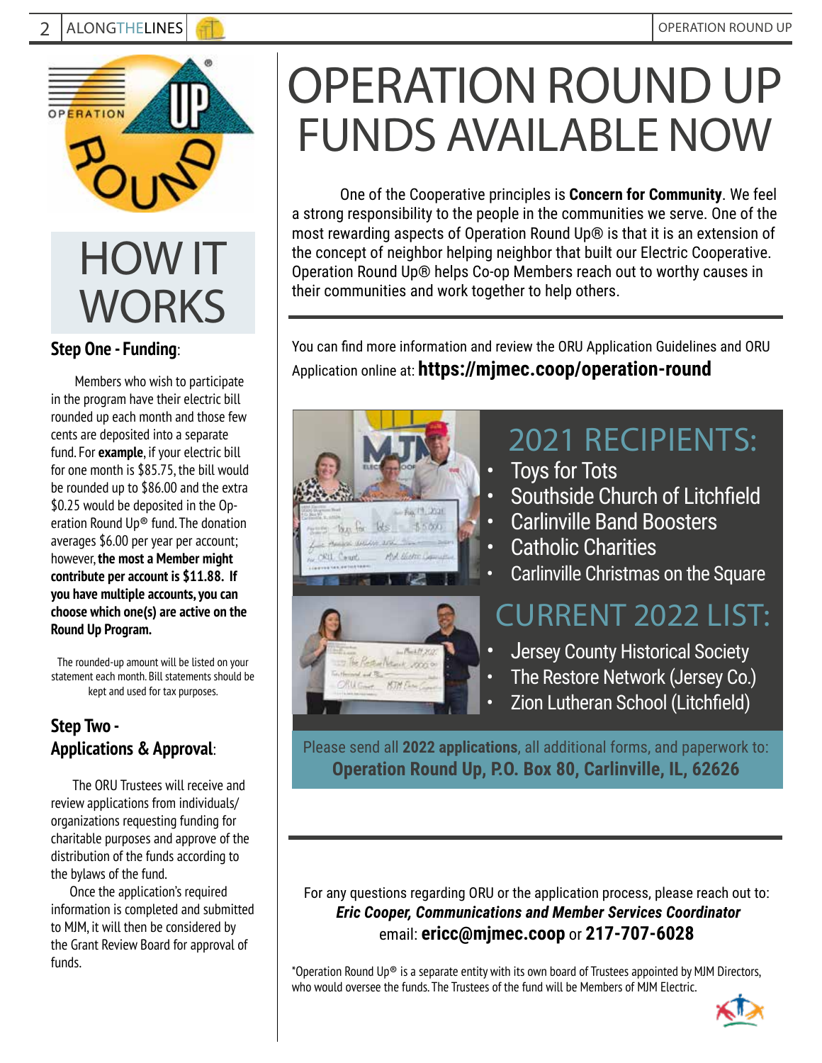# OPERATION ROUND UP FUNDS AVAILABLE NOW

One of the Cooperative principles is **Concern for Community**. We feel a strong responsibility to the people in the communities we serve. One of the most rewarding aspects of Operation Round Up® is that it is an extension of the concept of neighbor helping neighbor that built our Electric Cooperative. Operation Round Up® helps Co-op Members reach out to worthy causes in their communities and work together to help others.

You can find more information and review the ORU Application Guidelines and ORU Application online at: **https://mjmec.coop/operation-round**

## HOW IT WORKS

**Step One - Funding**:

Members who wish to participate in the program have their electric bill rounded up each month and those few cents are deposited into a separate fund. For **example**, if your electric bill for one month is $85.75, the bill would be rounded up to $86.00 and the extra $0.25 would be deposited in the Operation Round Up® fund. The donation averages $6.00 per year per account; however, **the most a Member might contribute per account is $11.88. If you have multiple accounts, you can choose which one(s) are active on the Round Up Program.**

The rounded-up amount will be listed on your statement each month. Bill statements should be kept and used for tax purposes.

**Step Two - Applications & Approval**:

The ORU Trustees will receive and review applications from individuals/organizations requesting funding for charitable purposes and approve of the distribution of the funds according to the bylaws of the fund.

Once the application's required information is completed and submitted to MJM, it will then be considered by the Grant Review Board for approval of funds.

## 2021 RECIPIENTS:

- Toys for Tots
- Southside Church of Litchfield
- Carlinville Band Boosters
- Catholic Charities
- Carlinville Christmas on the Square

## CURRENT 2022 LIST:

- Jersey County Historical Society
- The Restore Network (Jersey Co.)
- Zion Lutheran School (Litchfield)

Please send all **2022 applications**, all additional forms, and paperwork to:
**Operation Round Up, P.O. Box 80, Carlinville, IL, 62626**

For any questions regarding ORU or the application process, please reach out to:
***Eric Cooper, Communications and Member Services Coordinator***
email: **ericc@mjmec.coop** or **217-707-6028**

*Operation Round Up® is a separate entity with its own board of Trustees appointed by MJM Directors, who would oversee the funds. The Trustees of the fund will be Members of MJM Electric.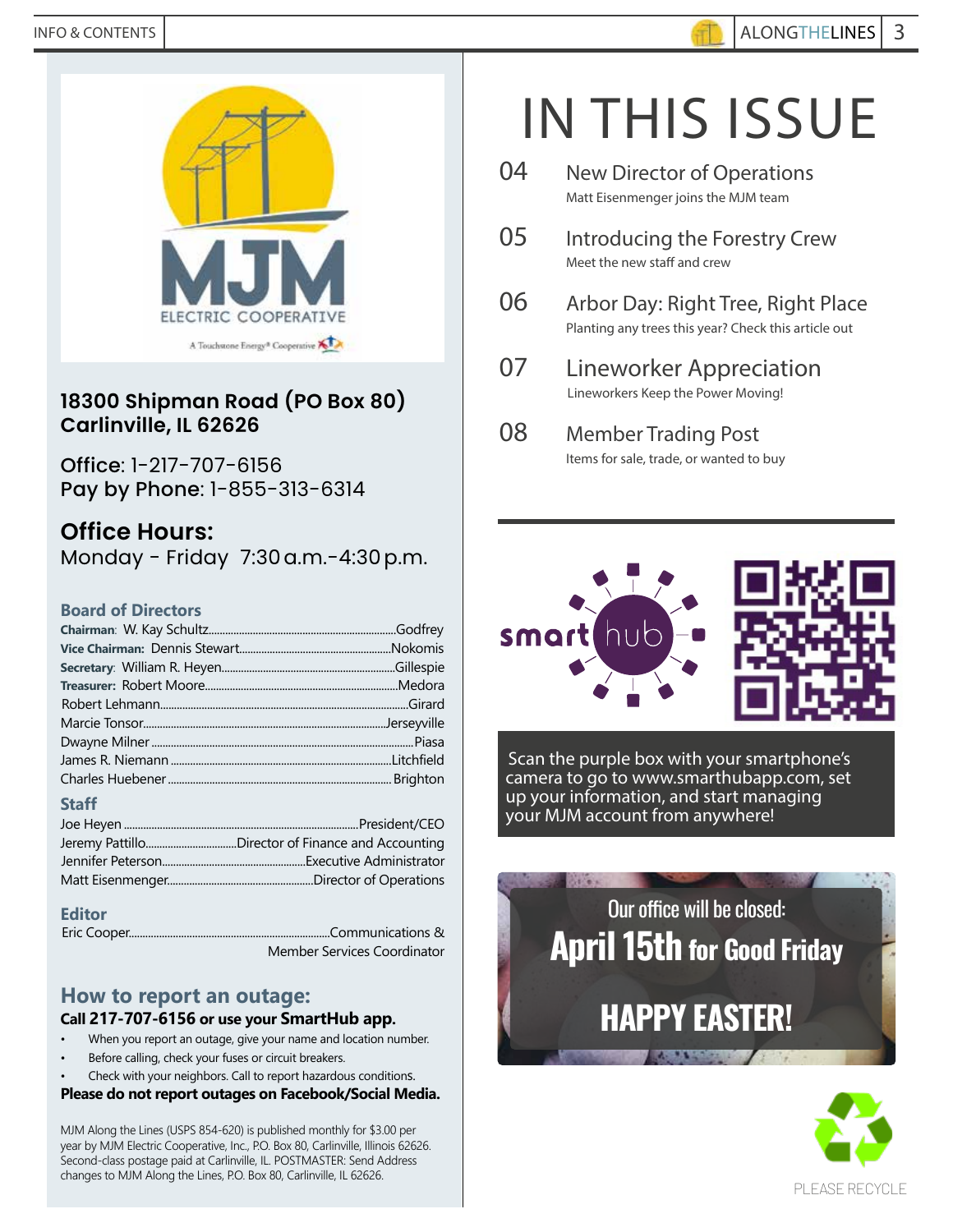MJM ELECTRIC COOPERATIVE

A Touchstone Energy® Cooperative

**18300 Shipman Road (PO Box 80)**
**Carlinville, IL 62626**

Office: 1-217-707-6156
Pay by Phone: 1-855-313-6314

## Office Hours:

Monday - Friday 7:30 a.m.-4:30 p.m.

### Board of Directors

| | |
|---|---|
| **Chairman**: W. Kay Schultz | Godfrey |
| **Vice Chairman:** Dennis Stewart | Nokomis |
| **Secretary**: William R. Heyen | Gillespie |
| **Treasurer:** Robert Moore | Medora |
| Robert Lehmann | Girard |
| Marcie Tonsor | Jerseyville |
| Dwayne Milner | Piasa |
| James R. Niemann | Litchfield |
| Charles Huebener | Brighton |

### Staff

| | |
|---|---|
| Joe Heyen | President/CEO |
| Jeremy Pattillo | Director of Finance and Accounting |
| Jennifer Peterson | Executive Administrator |
| Matt Eisenmenger | Director of Operations |

### Editor

| | |
|---|---|
| Eric Cooper | Communications & Member Services Coordinator |

## How to report an outage:

**Call 217-707-6156 or use your SmartHub app.**

- When you report an outage, give your name and location number.
- Before calling, check your fuses or circuit breakers.
- Check with your neighbors. Call to report hazardous conditions.

**Please do not report outages on Facebook/Social Media.**

MJM Along the Lines (USPS 854-620) is published monthly for $3.00 per year by MJM Electric Cooperative, Inc., P.O. Box 80, Carlinville, Illinois 62626. Second-class postage paid at Carlinville, IL. POSTMASTER: Send Address changes to MJM Along the Lines, P.O. Box 80, Carlinville, IL 62626.

# IN THIS ISSUE

**04** New Director of Operations
Matt Eisenmenger joins the MJM team

**05** Introducing the Forestry Crew
Meet the new staff and crew

**06** Arbor Day: Right Tree, Right Place
Planting any trees this year? Check this article out

**07** Lineworker Appreciation
Lineworkers Keep the Power Moving!

**08** Member Trading Post
Items for sale, trade, or wanted to buy

smart hub

Scan the purple box with your smartphone's camera to go to www.smarthubapp.com, set up your information, and start managing your MJM account from anywhere!

Our office will be closed:
**April 15th for Good Friday**

**HAPPY EASTER!**

PLEASE RECYCLE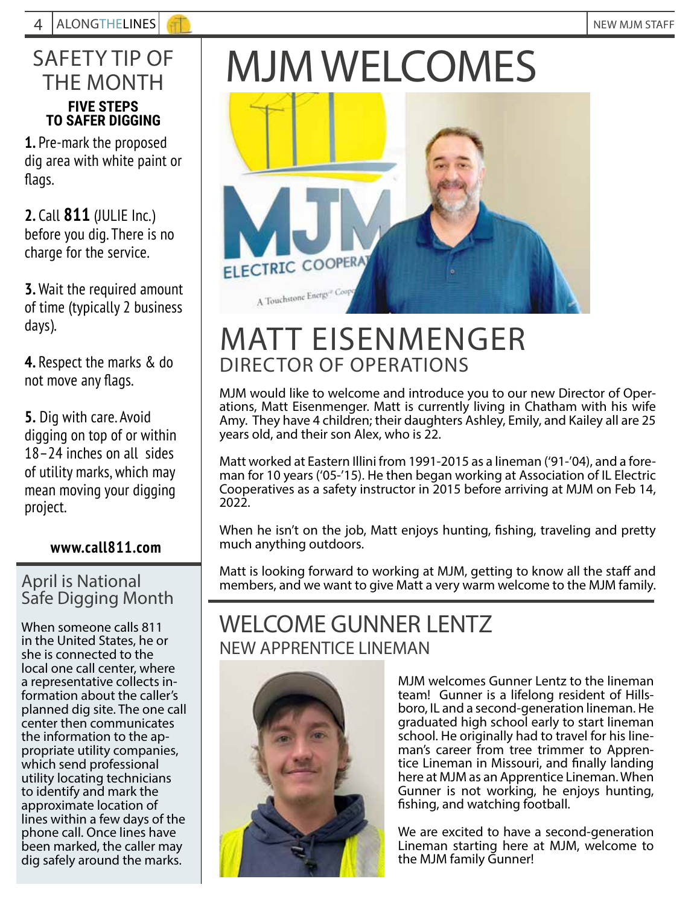## SAFETY TIP OF THE MONTH

**FIVE STEPS TO SAFER DIGGING**

**1.** Pre-mark the proposed dig area with white paint or flags.

**2.** Call **811** (JULIE Inc.) before you dig. There is no charge for the service.

**3.** Wait the required amount of time (typically 2 business days).

**4.** Respect the marks & do not move any flags.

**5.** Dig with care. Avoid digging on top of or within 18–24 inches on all sides of utility marks, which may mean moving your digging project.

**www.call811.com**

### April is National Safe Digging Month

When someone calls 811 in the United States, he or she is connected to the local one call center, where a representative collects information about the caller's planned dig site. The one call center then communicates the information to the appropriate utility companies, which send professional utility locating technicians to identify and mark the approximate location of lines within a few days of the phone call. Once lines have been marked, the caller may dig safely around the marks.

# MJM WELCOMES

## MATT EISENMENGER
### DIRECTOR OF OPERATIONS

MJM would like to welcome and introduce you to our new Director of Operations, Matt Eisenmenger. Matt is currently living in Chatham with his wife Amy. They have 4 children; their daughters Ashley, Emily, and Kailey all are 25 years old, and their son Alex, who is 22.

Matt worked at Eastern Illini from 1991-2015 as a lineman ('91-'04), and a foreman for 10 years ('05-'15). He then began working at Association of IL Electric Cooperatives as a safety instructor in 2015 before arriving at MJM on Feb 14, 2022.

When he isn't on the job, Matt enjoys hunting, fishing, traveling and pretty much anything outdoors.

Matt is looking forward to working at MJM, getting to know all the staff and members, and we want to give Matt a very warm welcome to the MJM family.

## WELCOME GUNNER LENTZ
### NEW APPRENTICE LINEMAN

MJM welcomes Gunner Lentz to the lineman team! Gunner is a lifelong resident of Hillsboro, IL and a second-generation lineman. He graduated high school early to start lineman school. He originally had to travel for his lineman's career from tree trimmer to Apprentice Lineman in Missouri, and finally landing here at MJM as an Apprentice Lineman. When Gunner is not working, he enjoys hunting, fishing, and watching football.

We are excited to have a second-generation Lineman starting here at MJM, welcome to the MJM family Gunner!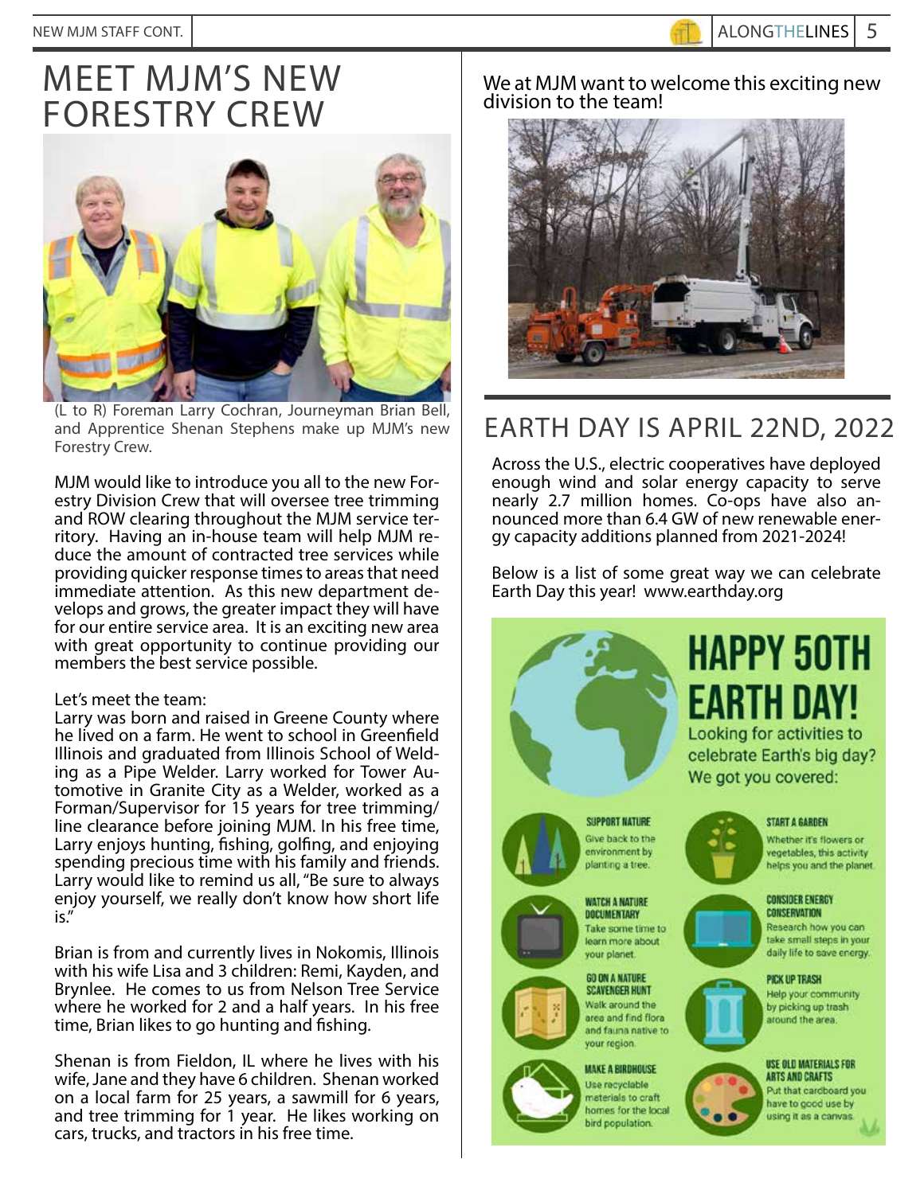# MEET MJM'S NEW FORESTRY CREW

(L to R) Foreman Larry Cochran, Journeyman Brian Bell, and Apprentice Shenan Stephens make up MJM's new Forestry Crew.

MJM would like to introduce you all to the new Forestry Division Crew that will oversee tree trimming and ROW clearing throughout the MJM service territory. Having an in-house team will help MJM reduce the amount of contracted tree services while providing quicker response times to areas that need immediate attention. As this new department develops and grows, the greater impact they will have for our entire service area. It is an exciting new area with great opportunity to continue providing our members the best service possible.

Let's meet the team:

Larry was born and raised in Greene County where he lived on a farm. He went to school in Greenfield Illinois and graduated from Illinois School of Welding as a Pipe Welder. Larry worked for Tower Automotive in Granite City as a Welder, worked as a Forman/Supervisor for 15 years for tree trimming/line clearance before joining MJM. In his free time, Larry enjoys hunting, fishing, golfing, and enjoying spending precious time with his family and friends. Larry would like to remind us all, "Be sure to always enjoy yourself, we really don't know how short life is."

Brian is from and currently lives in Nokomis, Illinois with his wife Lisa and 3 children: Remi, Kayden, and Brynlee. He comes to us from Nelson Tree Service where he worked for 2 and a half years. In his free time, Brian likes to go hunting and fishing.

Shenan is from Fieldon, IL where he lives with his wife, Jane and they have 6 children. Shenan worked on a local farm for 25 years, a sawmill for 6 years, and tree trimming for 1 year. He likes working on cars, trucks, and tractors in his free time.

We at MJM want to welcome this exciting new division to the team!

# EARTH DAY IS APRIL 22ND, 2022

Across the U.S., electric cooperatives have deployed enough wind and solar energy capacity to serve nearly 2.7 million homes. Co-ops have also announced more than 6.4 GW of new renewable energy capacity additions planned from 2021-2024!

Below is a list of some great way we can celebrate Earth Day this year! www.earthday.org

## HAPPY 50TH EARTH DAY!

Looking for activities to celebrate Earth's big day? We got you covered:

**SUPPORT NATURE**
Give back to the environment by planting a tree.

**START A GARDEN**
Whether it's flowers or vegetables, this activity helps you and the planet.

**WATCH A NATURE DOCUMENTARY**
Take some time to learn more about your planet.

**CONSIDER ENERGY CONSERVATION**
Research how you can take small steps in your daily life to save energy.

**GO ON A NATURE SCAVENGER HUNT**
Walk around the area and find flora and fauna native to your region.

**PICK UP TRASH**
Help your community by picking up trash around the area.

**MAKE A BIRDHOUSE**
Use recyclable materials to craft homes for the local bird population.

**USE OLD MATERIALS FOR ARTS AND CRAFTS**
Put that cardboard you have to good use by using it as a canvas.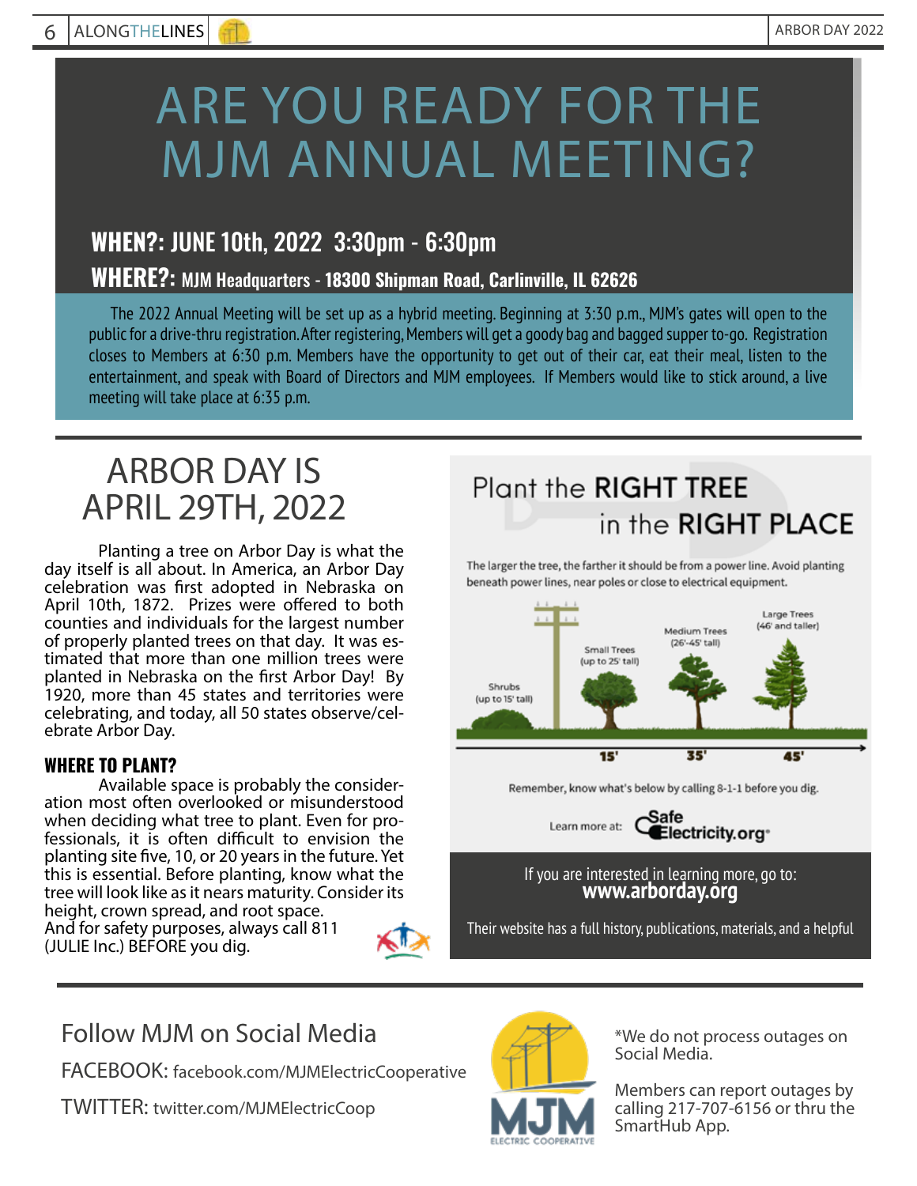# ARE YOU READY FOR THE MJM ANNUAL MEETING?

**WHEN?: JUNE 10th, 2022 3:30pm - 6:30pm**

**WHERE?: MJM Headquarters - 18300 Shipman Road, Carlinville, IL 62626**

The 2022 Annual Meeting will be set up as a hybrid meeting. Beginning at 3:30 p.m., MJM's gates will open to the public for a drive-thru registration. After registering, Members will get a goody bag and bagged supper to-go. Registration closes to Members at 6:30 p.m. Members have the opportunity to get out of their car, eat their meal, listen to the entertainment, and speak with Board of Directors and MJM employees. If Members would like to stick around, a live meeting will take place at 6:35 p.m.

# ARBOR DAY IS APRIL 29TH, 2022

Planting a tree on Arbor Day is what the day itself is all about. In America, an Arbor Day celebration was first adopted in Nebraska on April 10th, 1872. Prizes were offered to both counties and individuals for the largest number of properly planted trees on that day. It was estimated that more than one million trees were planted in Nebraska on the first Arbor Day! By 1920, more than 45 states and territories were celebrating, and today, all 50 states observe/celebrate Arbor Day.

### WHERE TO PLANT?

Available space is probably the consideration most often overlooked or misunderstood when deciding what tree to plant. Even for professionals, it is often difficult to envision the planting site five, 10, or 20 years in the future. Yet this is essential. Before planting, know what the tree will look like as it nears maturity. Consider its height, crown spread, and root space.

And for safety purposes, always call 811 (JULIE Inc.) BEFORE you dig.

## Plant the **RIGHT TREE** in the **RIGHT PLACE**

The larger the tree, the farther it should be from a power line. Avoid planting beneath power lines, near poles or close to electrical equipment.

Shrubs (up to 15' tall)

Small Trees (up to 25' tall)

Medium Trees (26'-45' tall)

Large Trees (46' and taller)

15'

35'

45'

Remember, know what's below by calling 8-1-1 before you dig.

Learn more at: SafeElectricity.org

If you are interested in learning more, go to:
**www.arborday.org**

Their website has a full history, publications, materials, and a helpful

## Follow MJM on Social Media

FACEBOOK: facebook.com/MJMElectricCooperative

TWITTER: twitter.com/MJMElectricCoop

*We do not process outages on Social Media.

Members can report outages by calling 217-707-6156 or thru the SmartHub App.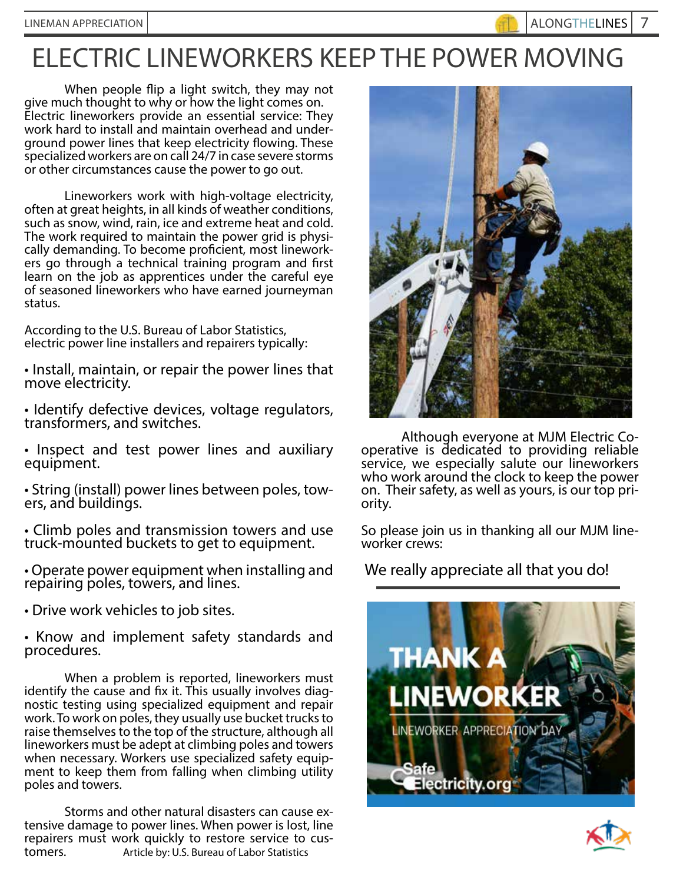# ELECTRIC LINEWORKERS KEEP THE POWER MOVING

When people flip a light switch, they may not give much thought to why or how the light comes on. Electric lineworkers provide an essential service: They work hard to install and maintain overhead and underground power lines that keep electricity flowing. These specialized workers are on call 24/7 in case severe storms or other circumstances cause the power to go out.

Lineworkers work with high-voltage electricity, often at great heights, in all kinds of weather conditions, such as snow, wind, rain, ice and extreme heat and cold. The work required to maintain the power grid is physically demanding. To become proficient, most lineworkers go through a technical training program and first learn on the job as apprentices under the careful eye of seasoned lineworkers who have earned journeyman status.

According to the U.S. Bureau of Labor Statistics, electric power line installers and repairers typically:

- Install, maintain, or repair the power lines that move electricity.
- Identify defective devices, voltage regulators, transformers, and switches.
- Inspect and test power lines and auxiliary equipment.
- String (install) power lines between poles, towers, and buildings.
- Climb poles and transmission towers and use truck-mounted buckets to get to equipment.
- Operate power equipment when installing and repairing poles, towers, and lines.
- Drive work vehicles to job sites.
- Know and implement safety standards and procedures.

When a problem is reported, lineworkers must identify the cause and fix it. This usually involves diagnostic testing using specialized equipment and repair work. To work on poles, they usually use bucket trucks to raise themselves to the top of the structure, although all lineworkers must be adept at climbing poles and towers when necessary. Workers use specialized safety equipment to keep them from falling when climbing utility poles and towers.

Storms and other natural disasters can cause extensive damage to power lines. When power is lost, line repairers must work quickly to restore service to customers.

Article by: U.S. Bureau of Labor Statistics

Although everyone at MJM Electric Cooperative is dedicated to providing reliable service, we especially salute our lineworkers who work around the clock to keep the power on. Their safety, as well as yours, is our top priority.

So please join us in thanking all our MJM lineworker crews:

We really appreciate all that you do!

THANK A LINEWORKER

LINEWORKER APPRECIATION DAY

SafeElectricity.org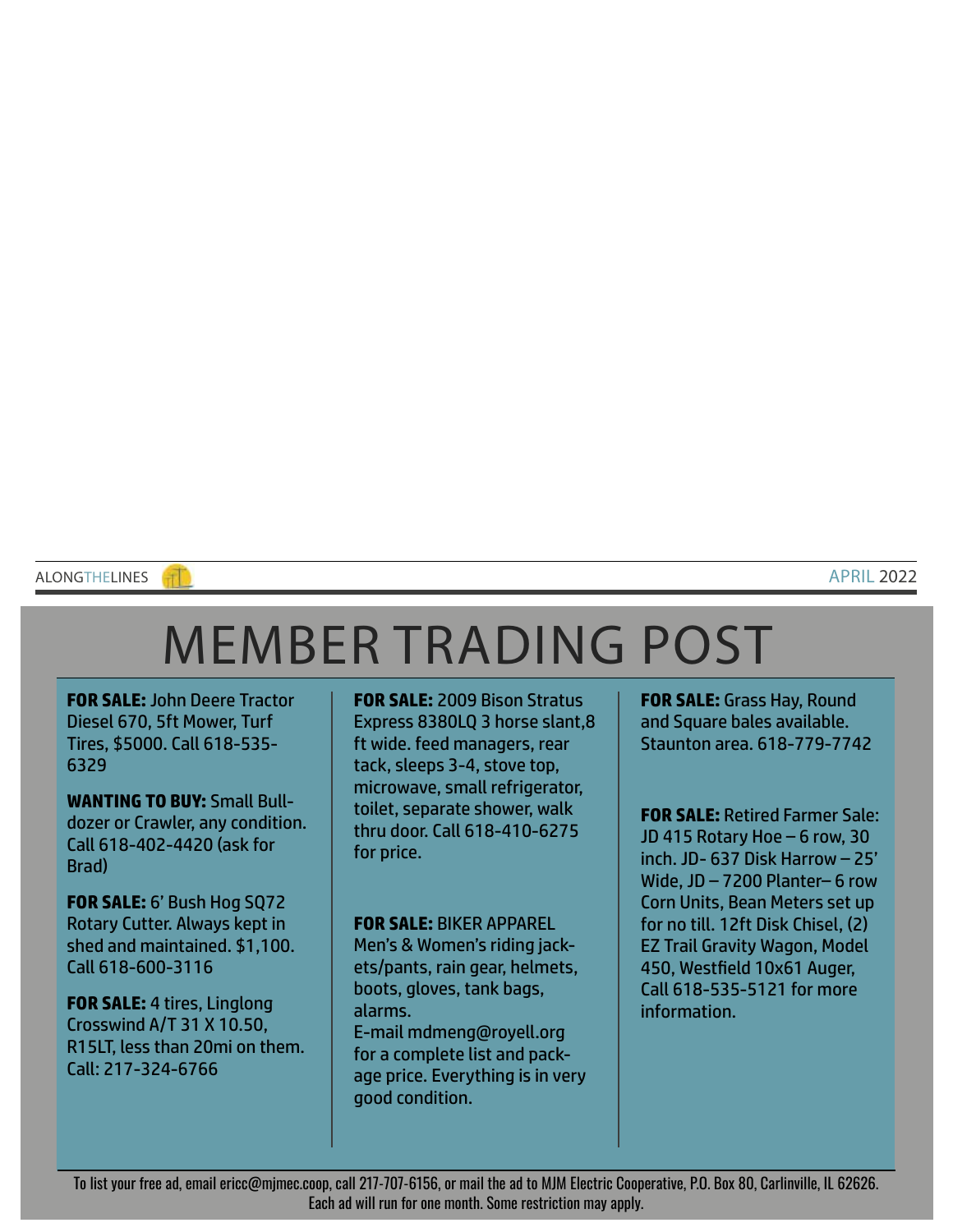# MEMBER TRADING POST

**FOR SALE:** John Deere Tractor Diesel 670, 5ft Mower, Turf Tires, $5000. Call 618-535-6329

**WANTING TO BUY:** Small Bulldozer or Crawler, any condition. Call 618-402-4420 (ask for Brad)

**FOR SALE:** 6' Bush Hog SQ72 Rotary Cutter. Always kept in shed and maintained. $1,100. Call 618-600-3116

**FOR SALE:** 4 tires, Linglong Crosswind A/T 31 X 10.50, R15LT, less than 20mi on them. Call: 217-324-6766

**FOR SALE:** 2009 Bison Stratus Express 8380LQ 3 horse slant,8 ft wide. feed managers, rear tack, sleeps 3-4, stove top, microwave, small refrigerator, toilet, separate shower, walk thru door. Call 618-410-6275 for price.

**FOR SALE:** BIKER APPAREL Men's & Women's riding jackets/pants, rain gear, helmets, boots, gloves, tank bags, alarms.
E-mail mdmeng@royell.org for a complete list and package price. Everything is in very good condition.

**FOR SALE:** Grass Hay, Round and Square bales available. Staunton area. 618-779-7742

**FOR SALE:** Retired Farmer Sale: JD 415 Rotary Hoe – 6 row, 30 inch. JD- 637 Disk Harrow – 25' Wide, JD – 7200 Planter– 6 row Corn Units, Bean Meters set up for no till. 12ft Disk Chisel, (2) EZ Trail Gravity Wagon, Model 450, Westfield 10x61 Auger, Call 618-535-5121 for more information.

To list your free ad, email ericc@mjmec.coop, call 217-707-6156, or mail the ad to MJM Electric Cooperative, P.O. Box 80, Carlinville, IL 62626. Each ad will run for one month. Some restriction may apply.